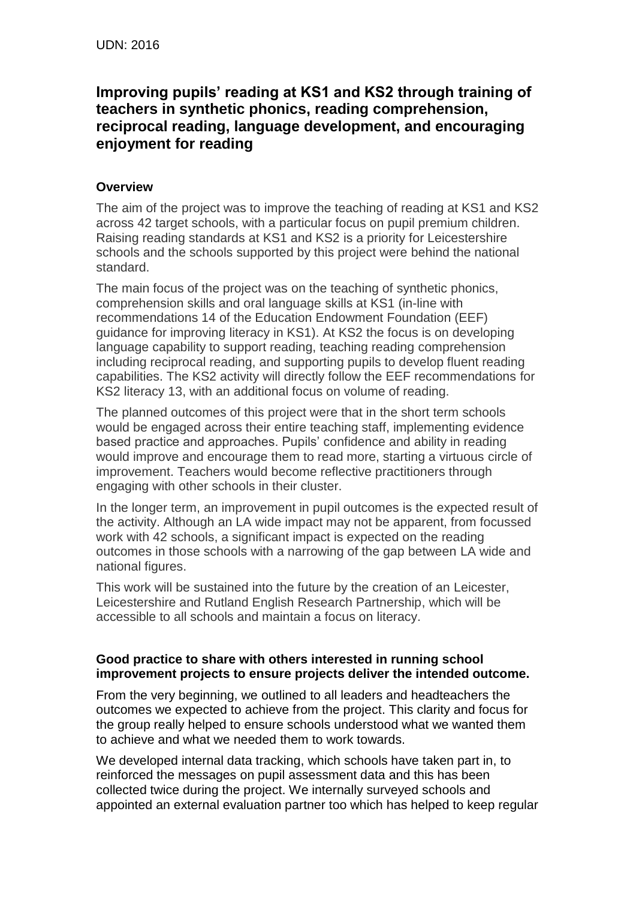UDN: 2016

## Improving pupils' reading at KS1 and KS2 through training of teachers in synthetic phonics, reading comprehension, reciprocal reading, language development, and encouraging enjoyment for reading

### Overview

The aim of the project was to improve the teaching of reading at KS1 and KS2 across 42 target schools, with a particular focus on pupil premium children. Raising reading standards at KS1 and KS2 is a priority for Leicestershire schools and the schools supported by this project were behind the national standard.

The main focus of the project was on the teaching of synthetic phonics, comprehension skills and oral language skills at KS1 (in-line with recommendations 14 of the Education Endowment Foundation (EEF) guidance for improving literacy in KS1). At KS2 the focus is on developing language capability to support reading, teaching reading comprehension including reciprocal reading, and supporting pupils to develop fluent reading capabilities. The KS2 activity will directly follow the EEF recommendations for KS2 literacy 13, with an additional focus on volume of reading.

The planned outcomes of this project were that in the short term schools would be engaged across their entire teaching staff, implementing evidence based practice and approaches. Pupils' confidence and ability in reading would improve and encourage them to read more, starting a virtuous circle of improvement. Teachers would become reflective practitioners through engaging with other schools in their cluster.

In the longer term, an improvement in pupil outcomes is the expected result of the activity. Although an LA wide impact may not be apparent, from focussed work with 42 schools, a significant impact is expected on the reading outcomes in those schools with a narrowing of the gap between LA wide and national figures.

This work will be sustained into the future by the creation of an Leicester, Leicestershire and Rutland English Research Partnership, which will be accessible to all schools and maintain a focus on literacy.

### Good practice to share with others interested in running school improvement projects to ensure projects deliver the intended outcome.

From the very beginning, we outlined to all leaders and headteachers the outcomes we expected to achieve from the project. This clarity and focus for the group really helped to ensure schools understood what we wanted them to achieve and what we needed them to work towards.

We developed internal data tracking, which schools have taken part in, to reinforced the messages on pupil assessment data and this has been collected twice during the project. We internally surveyed schools and appointed an external evaluation partner too which has helped to keep regular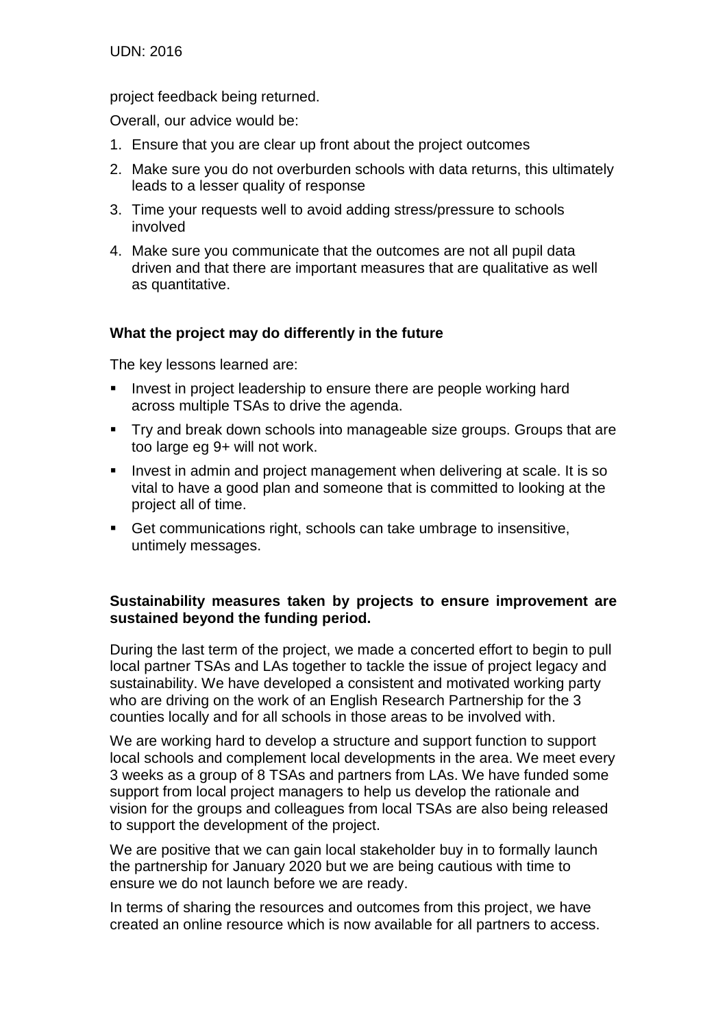project feedback being returned.

Overall, our advice would be:

1. Ensure that you are clear up front about the project outcomes
2. Make sure you do not overburden schools with data returns, this ultimately leads to a lesser quality of response
3. Time your requests well to avoid adding stress/pressure to schools involved
4. Make sure you communicate that the outcomes are not all pupil data driven and that there are important measures that are qualitative as well as quantitative.

**What the project may do differently in the future**

The key lessons learned are:

- Invest in project leadership to ensure there are people working hard across multiple TSAs to drive the agenda.
- Try and break down schools into manageable size groups. Groups that are too large eg 9+ will not work.
- Invest in admin and project management when delivering at scale. It is so vital to have a good plan and someone that is committed to looking at the project all of time.
- Get communications right, schools can take umbrage to insensitive, untimely messages.

**Sustainability measures taken by projects to ensure improvement are sustained beyond the funding period.**

During the last term of the project, we made a concerted effort to begin to pull local partner TSAs and LAs together to tackle the issue of project legacy and sustainability. We have developed a consistent and motivated working party who are driving on the work of an English Research Partnership for the 3 counties locally and for all schools in those areas to be involved with.

We are working hard to develop a structure and support function to support local schools and complement local developments in the area. We meet every 3 weeks as a group of 8 TSAs and partners from LAs. We have funded some support from local project managers to help us develop the rationale and vision for the groups and colleagues from local TSAs are also being released to support the development of the project.

We are positive that we can gain local stakeholder buy in to formally launch the partnership for January 2020 but we are being cautious with time to ensure we do not launch before we are ready.

In terms of sharing the resources and outcomes from this project, we have created an online resource which is now available for all partners to access.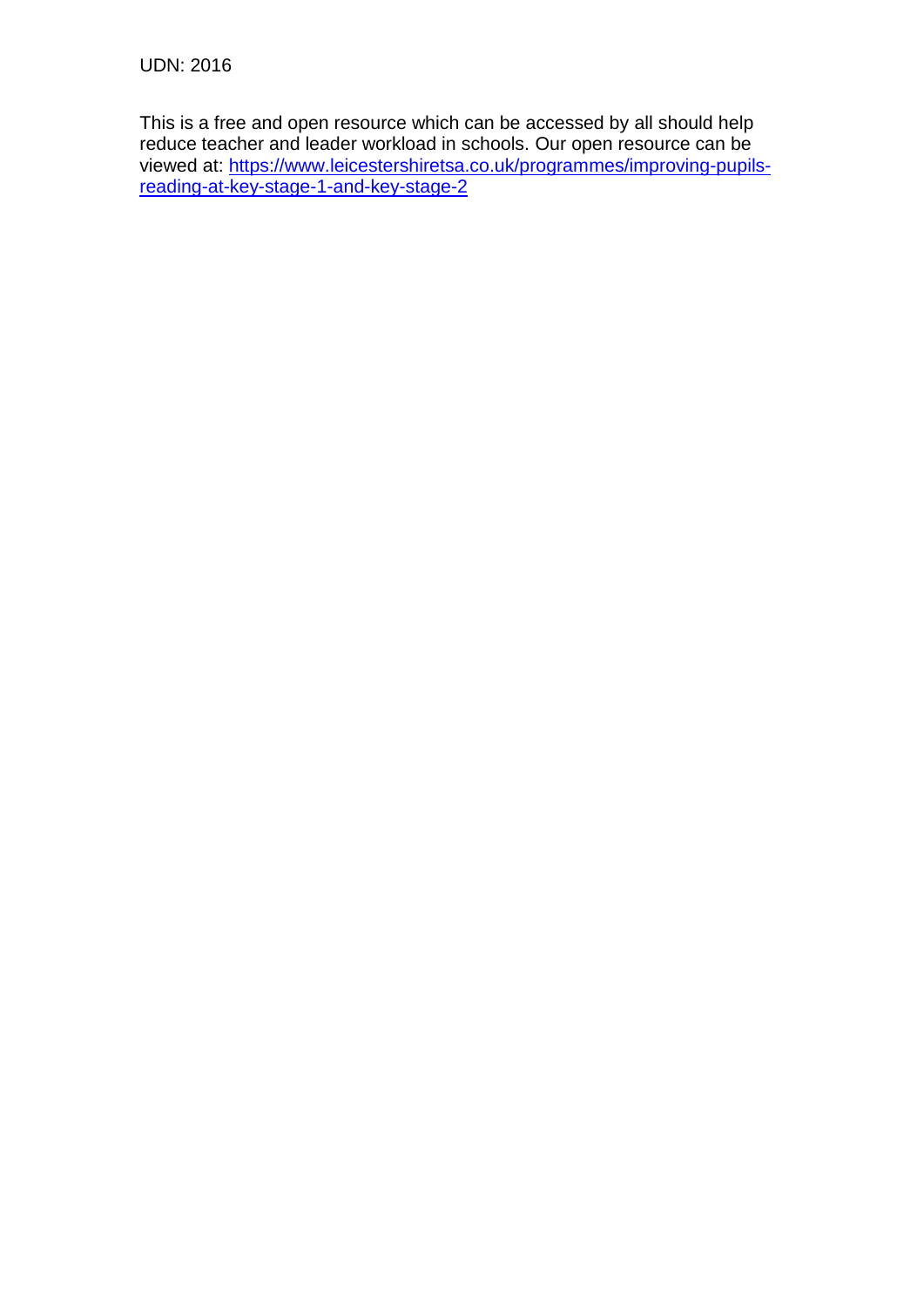UDN: 2016

This is a free and open resource which can be accessed by all should help reduce teacher and leader workload in schools. Our open resource can be viewed at: [https://www.leicestershiretsa.co.uk/programmes/improving-pupils-reading-at-key-stage-1-and-key-stage-2](https://www.leicestershiretsa.co.uk/programmes/improving-pupils-reading-at-key-stage-1-and-key-stage-2)